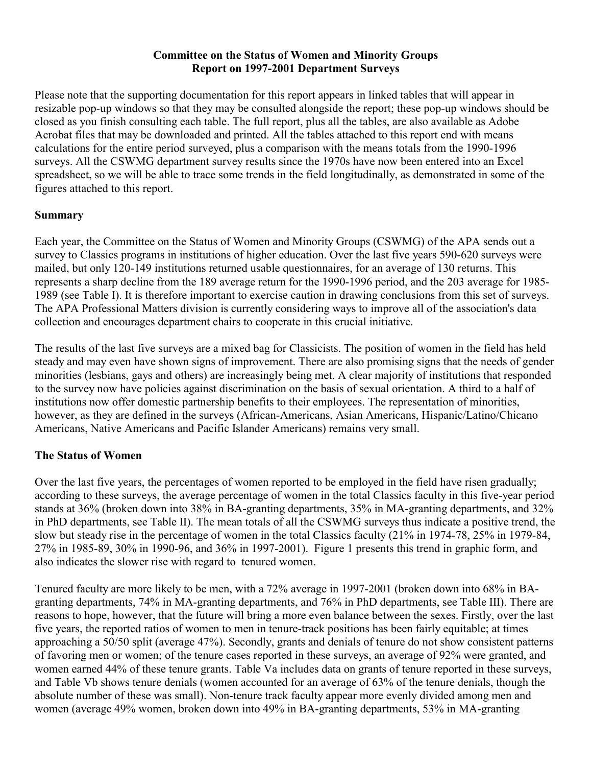**Committee on the Status of Women and Minority Groups**
**Report on 1997-2001 Department Surveys**

Please note that the supporting documentation for this report appears in linked tables that will appear in resizable pop-up windows so that they may be consulted alongside the report; these pop-up windows should be closed as you finish consulting each table. The full report, plus all the tables, are also available as Adobe Acrobat files that may be downloaded and printed. All the tables attached to this report end with means calculations for the entire period surveyed, plus a comparison with the means totals from the 1990-1996 surveys. All the CSWMG department survey results since the 1970s have now been entered into an Excel spreadsheet, so we will be able to trace some trends in the field longitudinally, as demonstrated in some of the figures attached to this report.

## Summary

Each year, the Committee on the Status of Women and Minority Groups (CSWMG) of the APA sends out a survey to Classics programs in institutions of higher education. Over the last five years 590-620 surveys were mailed, but only 120-149 institutions returned usable questionnaires, for an average of 130 returns. This represents a sharp decline from the 189 average return for the 1990-1996 period, and the 203 average for 1985-1989 (see Table I). It is therefore important to exercise caution in drawing conclusions from this set of surveys. The APA Professional Matters division is currently considering ways to improve all of the association's data collection and encourages department chairs to cooperate in this crucial initiative.

The results of the last five surveys are a mixed bag for Classicists. The position of women in the field has held steady and may even have shown signs of improvement. There are also promising signs that the needs of gender minorities (lesbians, gays and others) are increasingly being met. A clear majority of institutions that responded to the survey now have policies against discrimination on the basis of sexual orientation. A third to a half of institutions now offer domestic partnership benefits to their employees. The representation of minorities, however, as they are defined in the surveys (African-Americans, Asian Americans, Hispanic/Latino/Chicano Americans, Native Americans and Pacific Islander Americans) remains very small.

## The Status of Women

Over the last five years, the percentages of women reported to be employed in the field have risen gradually; according to these surveys, the average percentage of women in the total Classics faculty in this five-year period stands at 36% (broken down into 38% in BA-granting departments, 35% in MA-granting departments, and 32% in PhD departments, see Table II). The mean totals of all the CSWMG surveys thus indicate a positive trend, the slow but steady rise in the percentage of women in the total Classics faculty (21% in 1974-78, 25% in 1979-84, 27% in 1985-89, 30% in 1990-96, and 36% in 1997-2001). Figure 1 presents this trend in graphic form, and also indicates the slower rise with regard to tenured women.

Tenured faculty are more likely to be men, with a 72% average in 1997-2001 (broken down into 68% in BA-granting departments, 74% in MA-granting departments, and 76% in PhD departments, see Table III). There are reasons to hope, however, that the future will bring a more even balance between the sexes. Firstly, over the last five years, the reported ratios of women to men in tenure-track positions has been fairly equitable; at times approaching a 50/50 split (average 47%). Secondly, grants and denials of tenure do not show consistent patterns of favoring men or women; of the tenure cases reported in these surveys, an average of 92% were granted, and women earned 44% of these tenure grants. Table Va includes data on grants of tenure reported in these surveys, and Table Vb shows tenure denials (women accounted for an average of 63% of the tenure denials, though the absolute number of these was small). Non-tenure track faculty appear more evenly divided among men and women (average 49% women, broken down into 49% in BA-granting departments, 53% in MA-granting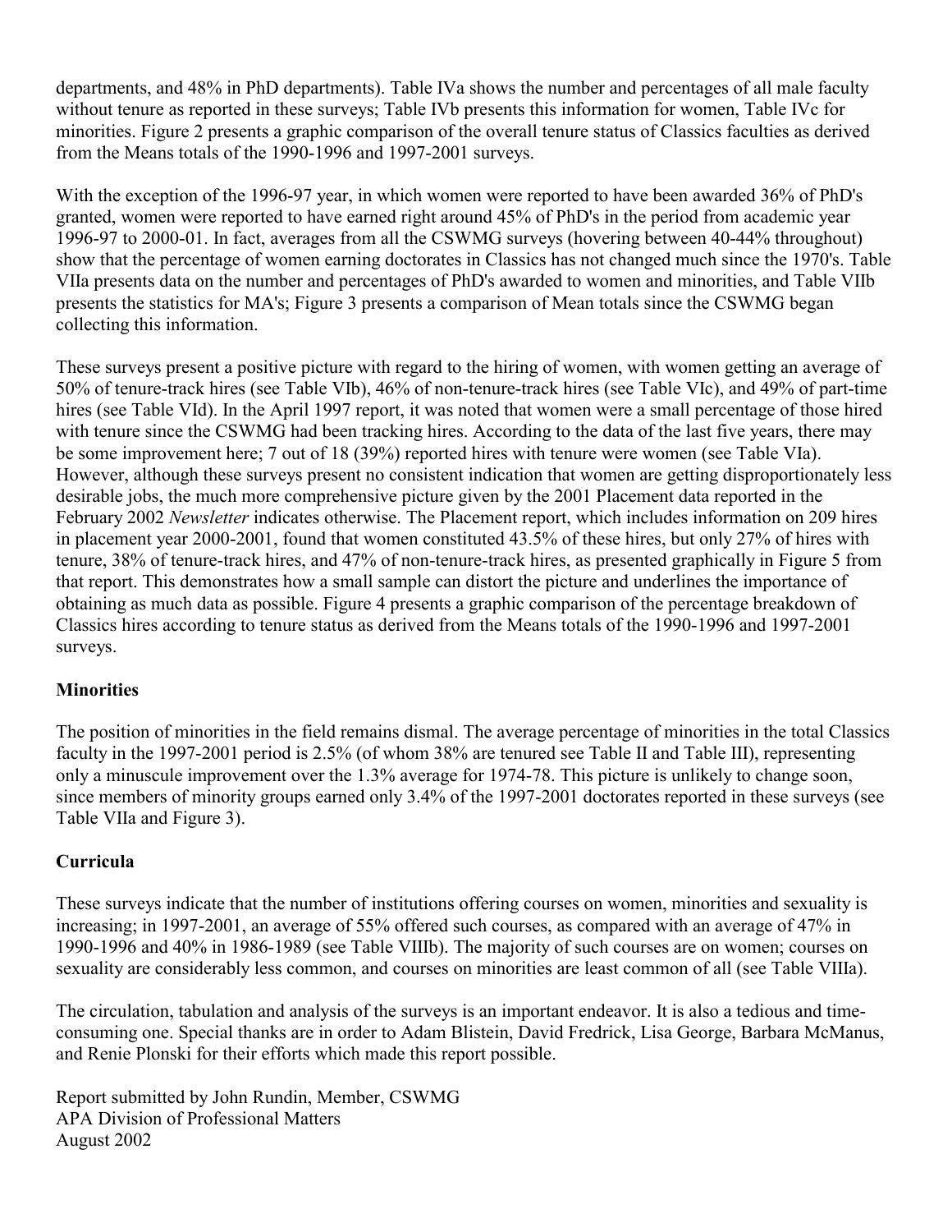departments, and 48% in PhD departments). Table IVa shows the number and percentages of all male faculty without tenure as reported in these surveys; Table IVb presents this information for women, Table IVc for minorities. Figure 2 presents a graphic comparison of the overall tenure status of Classics faculties as derived from the Means totals of the 1990-1996 and 1997-2001 surveys.

With the exception of the 1996-97 year, in which women were reported to have been awarded 36% of PhD's granted, women were reported to have earned right around 45% of PhD's in the period from academic year 1996-97 to 2000-01. In fact, averages from all the CSWMG surveys (hovering between 40-44% throughout) show that the percentage of women earning doctorates in Classics has not changed much since the 1970's. Table VIIa presents data on the number and percentages of PhD's awarded to women and minorities, and Table VIIb presents the statistics for MA's; Figure 3 presents a comparison of Mean totals since the CSWMG began collecting this information.

These surveys present a positive picture with regard to the hiring of women, with women getting an average of 50% of tenure-track hires (see Table VIb), 46% of non-tenure-track hires (see Table VIc), and 49% of part-time hires (see Table VId). In the April 1997 report, it was noted that women were a small percentage of those hired with tenure since the CSWMG had been tracking hires. According to the data of the last five years, there may be some improvement here; 7 out of 18 (39%) reported hires with tenure were women (see Table VIa). However, although these surveys present no consistent indication that women are getting disproportionately less desirable jobs, the much more comprehensive picture given by the 2001 Placement data reported in the February 2002 *Newsletter* indicates otherwise. The Placement report, which includes information on 209 hires in placement year 2000-2001, found that women constituted 43.5% of these hires, but only 27% of hires with tenure, 38% of tenure-track hires, and 47% of non-tenure-track hires, as presented graphically in Figure 5 from that report. This demonstrates how a small sample can distort the picture and underlines the importance of obtaining as much data as possible. Figure 4 presents a graphic comparison of the percentage breakdown of Classics hires according to tenure status as derived from the Means totals of the 1990-1996 and 1997-2001 surveys.

### Minorities

The position of minorities in the field remains dismal. The average percentage of minorities in the total Classics faculty in the 1997-2001 period is 2.5% (of whom 38% are tenured see Table II and Table III), representing only a minuscule improvement over the 1.3% average for 1974-78. This picture is unlikely to change soon, since members of minority groups earned only 3.4% of the 1997-2001 doctorates reported in these surveys (see Table VIIa and Figure 3).

### Curricula

These surveys indicate that the number of institutions offering courses on women, minorities and sexuality is increasing; in 1997-2001, an average of 55% offered such courses, as compared with an average of 47% in 1990-1996 and 40% in 1986-1989 (see Table VIIIb). The majority of such courses are on women; courses on sexuality are considerably less common, and courses on minorities are least common of all (see Table VIIIa).

The circulation, tabulation and analysis of the surveys is an important endeavor. It is also a tedious and time-consuming one. Special thanks are in order to Adam Blistein, David Fredrick, Lisa George, Barbara McManus, and Renie Plonski for their efforts which made this report possible.

Report submitted by John Rundin, Member, CSWMG
APA Division of Professional Matters
August 2002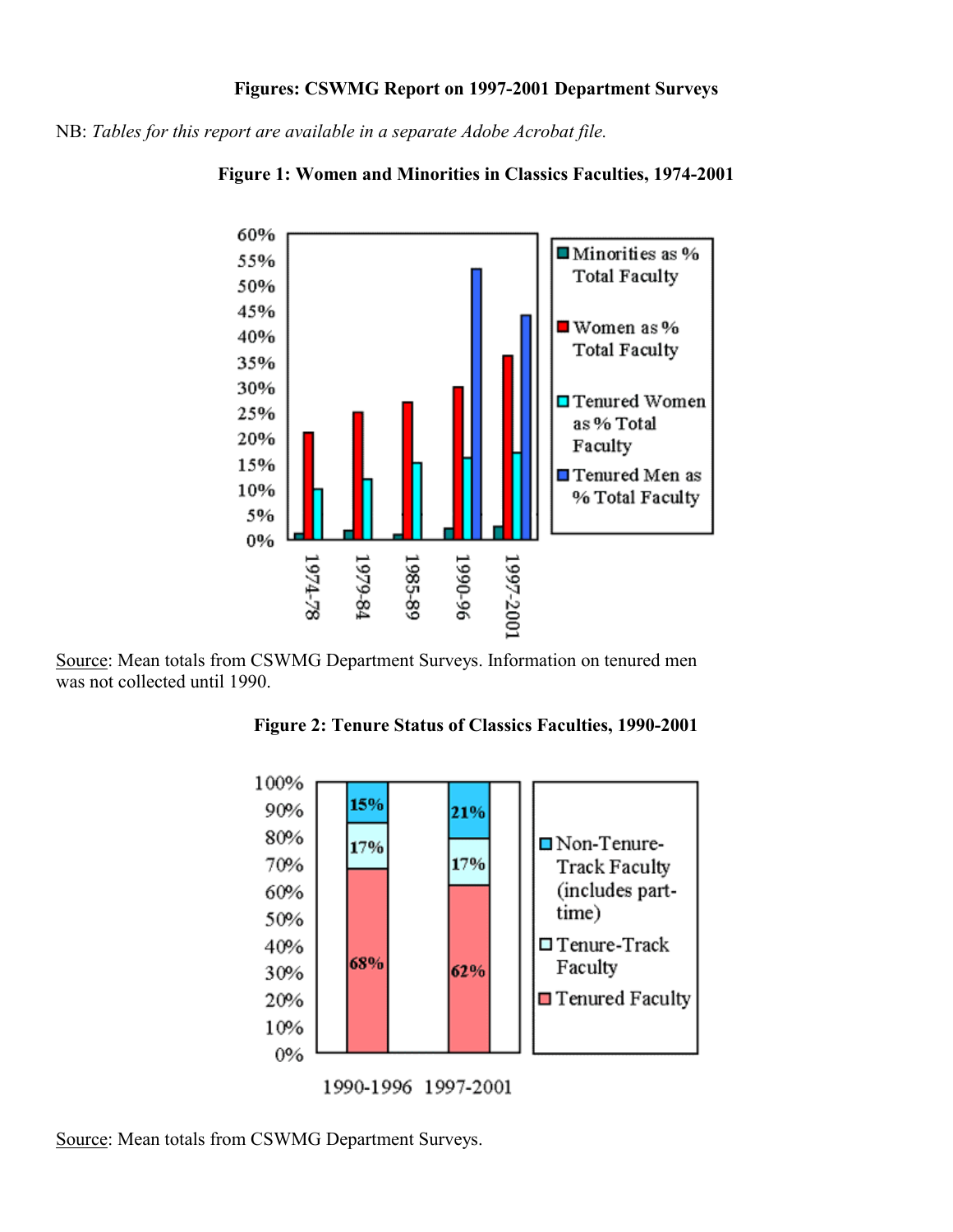**Figures: CSWMG Report on 1997-2001 Department Surveys**

NB: *Tables for this report are available in a separate Adobe Acrobat file.*

**Figure 1: Women and Minorities in Classics Faculties, 1974-2001**

Source: Mean totals from CSWMG Department Surveys. Information on tenured men was not collected until 1990.

**Figure 2: Tenure Status of Classics Faculties, 1990-2001**

Source: Mean totals from CSWMG Department Surveys.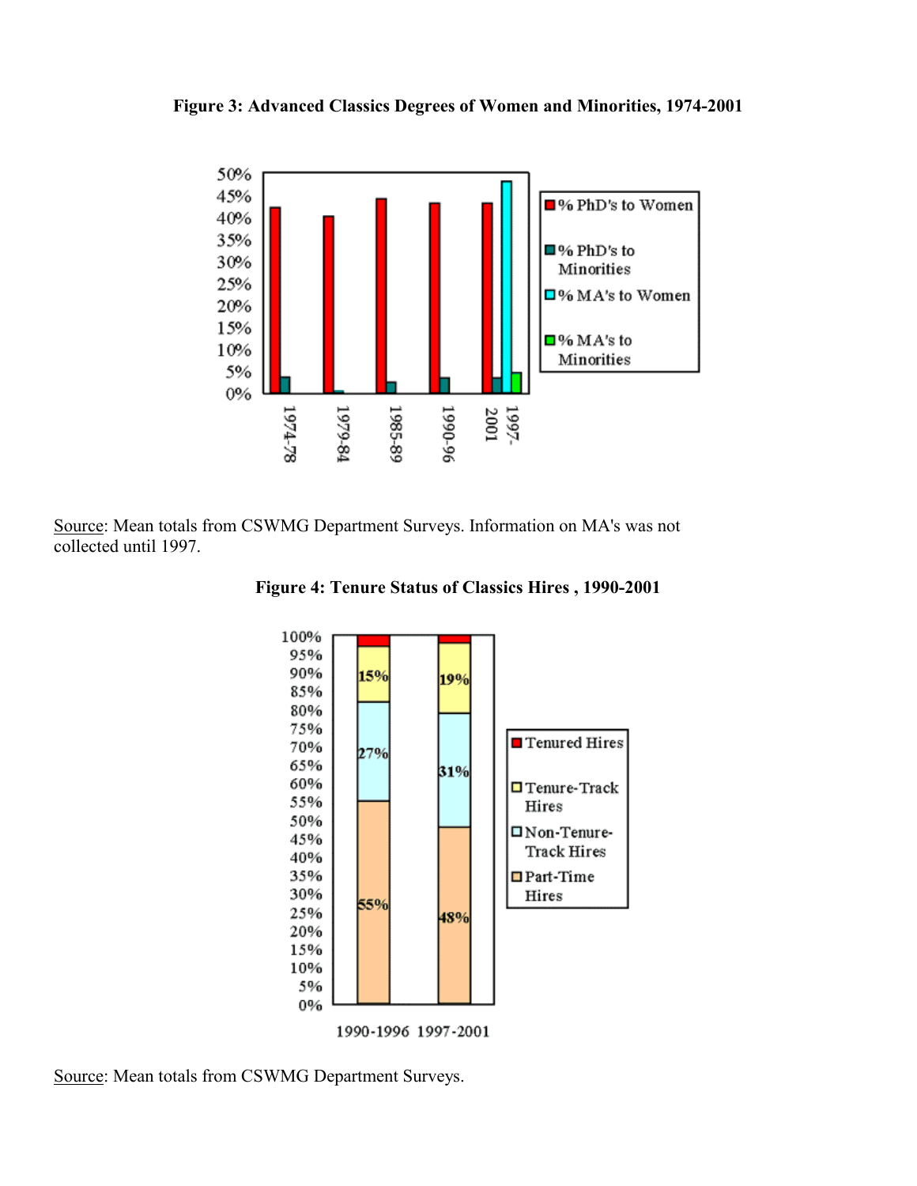**Figure 3: Advanced Classics Degrees of Women and Minorities, 1974-2001**

50%
45%
40%
35%
30%
25%
20%
15%
10%
5%
0%

1974-78
1979-84
1985-89
1990-96
1997-2001

% PhD's to Women
% PhD's to Minorities
% MA's to Women
% MA's to Minorities

Source: Mean totals from CSWMG Department Surveys. Information on MA's was not collected until 1997.

**Figure 4: Tenure Status of Classics Hires , 1990-2001**

100%
95%
90%
85%
80%
75%
70%
65%
60%
55%
50%
45%
40%
35%
30%
25%
20%
15%
10%
5%
0%

15%
27%
55%
19%
31%
48%

1990-1996
1997-2001

Tenured Hires
Tenure-Track Hires
Non-Tenure-Track Hires
Part-Time Hires

Source: Mean totals from CSWMG Department Surveys.